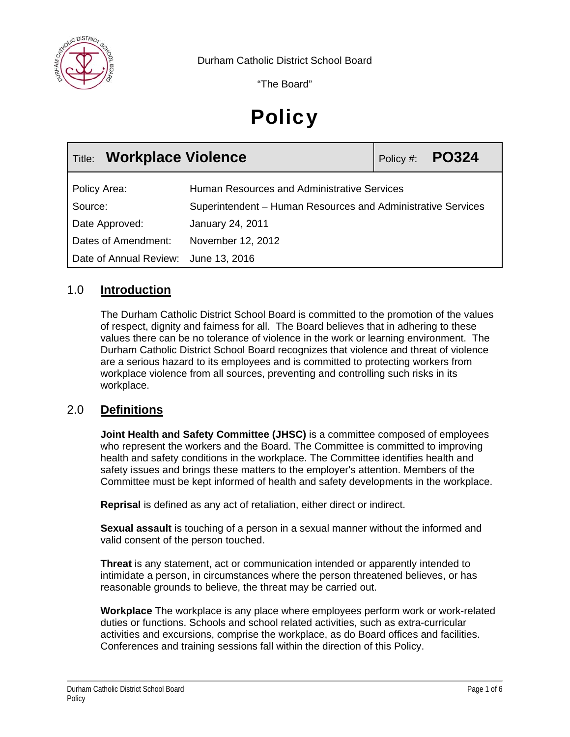Durham Catholic District School Board

"The Board"

# Policy

| Title: **Workplace Violence** | | Policy #: **PO324** |
|---|---|---|
| Policy Area: | Human Resources and Administrative Services | |
| Source: | Superintendent – Human Resources and Administrative Services | |
| Date Approved: | January 24, 2011 | |
| Dates of Amendment: | November 12, 2012 | |
| Date of Annual Review: | June 13, 2016 | |

## 1.0 Introduction

The Durham Catholic District School Board is committed to the promotion of the values of respect, dignity and fairness for all. The Board believes that in adhering to these values there can be no tolerance of violence in the work or learning environment. The Durham Catholic District School Board recognizes that violence and threat of violence are a serious hazard to its employees and is committed to protecting workers from workplace violence from all sources, preventing and controlling such risks in its workplace.

## 2.0 Definitions

**Joint Health and Safety Committee (JHSC)** is a committee composed of employees who represent the workers and the Board. The Committee is committed to improving health and safety conditions in the workplace. The Committee identifies health and safety issues and brings these matters to the employer's attention. Members of the Committee must be kept informed of health and safety developments in the workplace.

**Reprisal** is defined as any act of retaliation, either direct or indirect.

**Sexual assault** is touching of a person in a sexual manner without the informed and valid consent of the person touched.

**Threat** is any statement, act or communication intended or apparently intended to intimidate a person, in circumstances where the person threatened believes, or has reasonable grounds to believe, the threat may be carried out.

**Workplace** The workplace is any place where employees perform work or work-related duties or functions. Schools and school related activities, such as extra-curricular activities and excursions, comprise the workplace, as do Board offices and facilities. Conferences and training sessions fall within the direction of this Policy.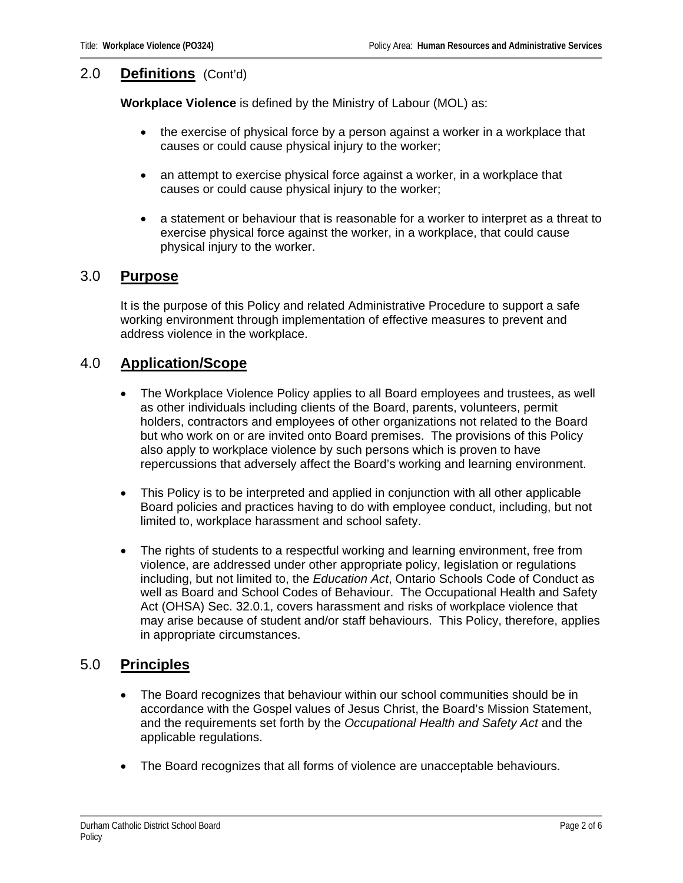## 2.0 **Definitions** (Cont'd)

**Workplace Violence** is defined by the Ministry of Labour (MOL) as:

- the exercise of physical force by a person against a worker in a workplace that causes or could cause physical injury to the worker;
- an attempt to exercise physical force against a worker, in a workplace that causes or could cause physical injury to the worker;
- a statement or behaviour that is reasonable for a worker to interpret as a threat to exercise physical force against the worker, in a workplace, that could cause physical injury to the worker.

## 3.0 **Purpose**

It is the purpose of this Policy and related Administrative Procedure to support a safe working environment through implementation of effective measures to prevent and address violence in the workplace.

## 4.0 **Application/Scope**

- The Workplace Violence Policy applies to all Board employees and trustees, as well as other individuals including clients of the Board, parents, volunteers, permit holders, contractors and employees of other organizations not related to the Board but who work on or are invited onto Board premises. The provisions of this Policy also apply to workplace violence by such persons which is proven to have repercussions that adversely affect the Board's working and learning environment.
- This Policy is to be interpreted and applied in conjunction with all other applicable Board policies and practices having to do with employee conduct, including, but not limited to, workplace harassment and school safety.
- The rights of students to a respectful working and learning environment, free from violence, are addressed under other appropriate policy, legislation or regulations including, but not limited to, the *Education Act*, Ontario Schools Code of Conduct as well as Board and School Codes of Behaviour. The Occupational Health and Safety Act (OHSA) Sec. 32.0.1, covers harassment and risks of workplace violence that may arise because of student and/or staff behaviours. This Policy, therefore, applies in appropriate circumstances.

## 5.0 **Principles**

- The Board recognizes that behaviour within our school communities should be in accordance with the Gospel values of Jesus Christ, the Board's Mission Statement, and the requirements set forth by the *Occupational Health and Safety Act* and the applicable regulations.
- The Board recognizes that all forms of violence are unacceptable behaviours.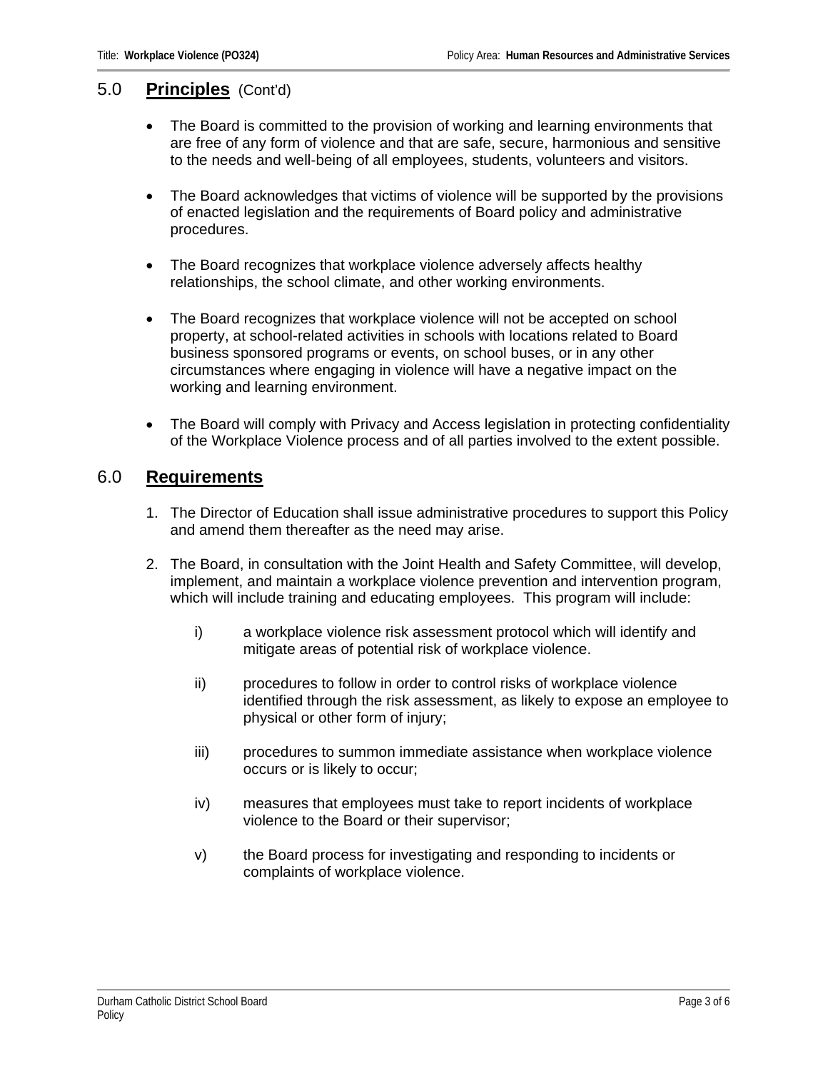## 5.0 **Principles** (Cont'd)

- The Board is committed to the provision of working and learning environments that are free of any form of violence and that are safe, secure, harmonious and sensitive to the needs and well-being of all employees, students, volunteers and visitors.

- The Board acknowledges that victims of violence will be supported by the provisions of enacted legislation and the requirements of Board policy and administrative procedures.

- The Board recognizes that workplace violence adversely affects healthy relationships, the school climate, and other working environments.

- The Board recognizes that workplace violence will not be accepted on school property, at school-related activities in schools with locations related to Board business sponsored programs or events, on school buses, or in any other circumstances where engaging in violence will have a negative impact on the working and learning environment.

- The Board will comply with Privacy and Access legislation in protecting confidentiality of the Workplace Violence process and of all parties involved to the extent possible.

## 6.0 **Requirements**

1. The Director of Education shall issue administrative procedures to support this Policy and amend them thereafter as the need may arise.

2. The Board, in consultation with the Joint Health and Safety Committee, will develop, implement, and maintain a workplace violence prevention and intervention program, which will include training and educating employees. This program will include:

   i) a workplace violence risk assessment protocol which will identify and mitigate areas of potential risk of workplace violence.

   ii) procedures to follow in order to control risks of workplace violence identified through the risk assessment, as likely to expose an employee to physical or other form of injury;

   iii) procedures to summon immediate assistance when workplace violence occurs or is likely to occur;

   iv) measures that employees must take to report incidents of workplace violence to the Board or their supervisor;

   v) the Board process for investigating and responding to incidents or complaints of workplace violence.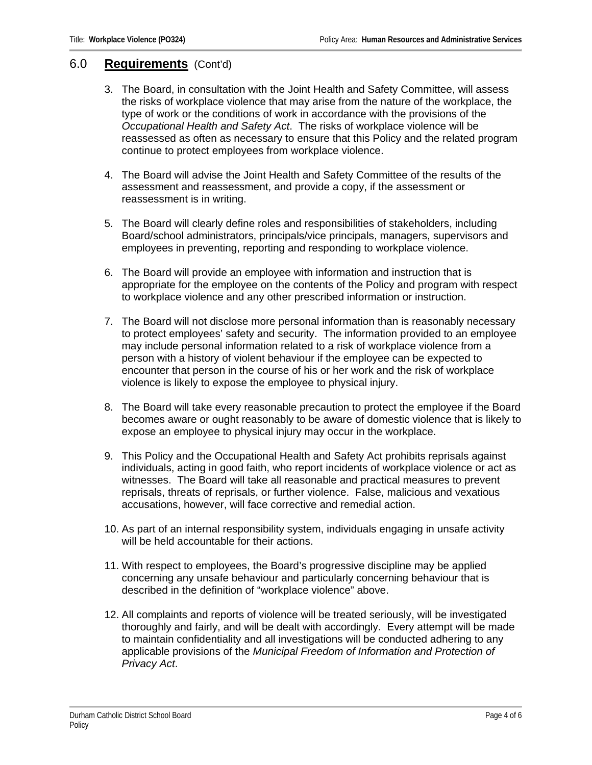## 6.0 **Requirements** (Cont'd)

3. The Board, in consultation with the Joint Health and Safety Committee, will assess the risks of workplace violence that may arise from the nature of the workplace, the type of work or the conditions of work in accordance with the provisions of the *Occupational Health and Safety Act*. The risks of workplace violence will be reassessed as often as necessary to ensure that this Policy and the related program continue to protect employees from workplace violence.

4. The Board will advise the Joint Health and Safety Committee of the results of the assessment and reassessment, and provide a copy, if the assessment or reassessment is in writing.

5. The Board will clearly define roles and responsibilities of stakeholders, including Board/school administrators, principals/vice principals, managers, supervisors and employees in preventing, reporting and responding to workplace violence.

6. The Board will provide an employee with information and instruction that is appropriate for the employee on the contents of the Policy and program with respect to workplace violence and any other prescribed information or instruction.

7. The Board will not disclose more personal information than is reasonably necessary to protect employees' safety and security. The information provided to an employee may include personal information related to a risk of workplace violence from a person with a history of violent behaviour if the employee can be expected to encounter that person in the course of his or her work and the risk of workplace violence is likely to expose the employee to physical injury.

8. The Board will take every reasonable precaution to protect the employee if the Board becomes aware or ought reasonably to be aware of domestic violence that is likely to expose an employee to physical injury may occur in the workplace.

9. This Policy and the Occupational Health and Safety Act prohibits reprisals against individuals, acting in good faith, who report incidents of workplace violence or act as witnesses. The Board will take all reasonable and practical measures to prevent reprisals, threats of reprisals, or further violence. False, malicious and vexatious accusations, however, will face corrective and remedial action.

10. As part of an internal responsibility system, individuals engaging in unsafe activity will be held accountable for their actions.

11. With respect to employees, the Board's progressive discipline may be applied concerning any unsafe behaviour and particularly concerning behaviour that is described in the definition of "workplace violence" above.

12. All complaints and reports of violence will be treated seriously, will be investigated thoroughly and fairly, and will be dealt with accordingly. Every attempt will be made to maintain confidentiality and all investigations will be conducted adhering to any applicable provisions of the *Municipal Freedom of Information and Protection of Privacy Act*.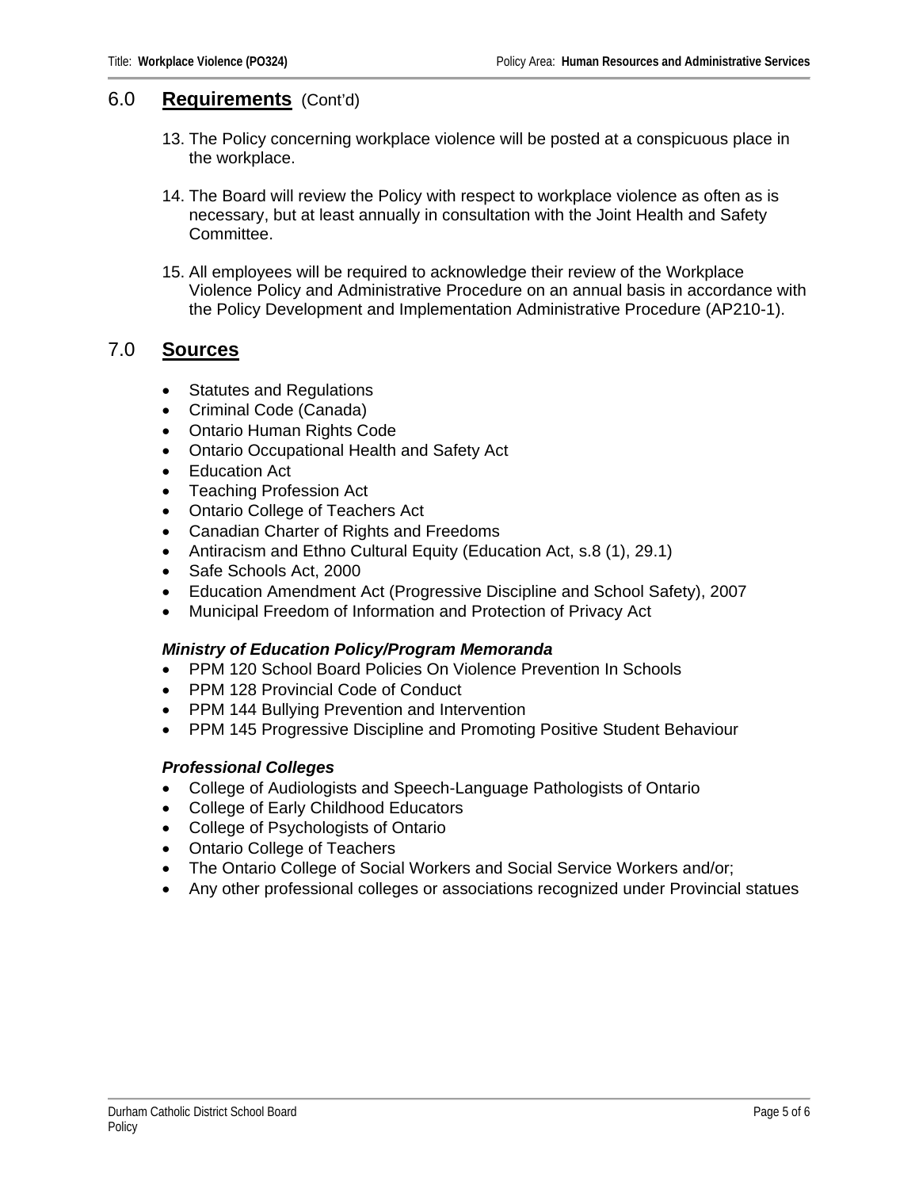## 6.0 Requirements (Cont'd)

13. The Policy concerning workplace violence will be posted at a conspicuous place in the workplace.

14. The Board will review the Policy with respect to workplace violence as often as is necessary, but at least annually in consultation with the Joint Health and Safety Committee.

15. All employees will be required to acknowledge their review of the Workplace Violence Policy and Administrative Procedure on an annual basis in accordance with the Policy Development and Implementation Administrative Procedure (AP210-1).

## 7.0 Sources

- Statutes and Regulations
- Criminal Code (Canada)
- Ontario Human Rights Code
- Ontario Occupational Health and Safety Act
- Education Act
- Teaching Profession Act
- Ontario College of Teachers Act
- Canadian Charter of Rights and Freedoms
- Antiracism and Ethno Cultural Equity (Education Act, s.8 (1), 29.1)
- Safe Schools Act, 2000
- Education Amendment Act (Progressive Discipline and School Safety), 2007
- Municipal Freedom of Information and Protection of Privacy Act

***Ministry of Education Policy/Program Memoranda***

- PPM 120 School Board Policies On Violence Prevention In Schools
- PPM 128 Provincial Code of Conduct
- PPM 144 Bullying Prevention and Intervention
- PPM 145 Progressive Discipline and Promoting Positive Student Behaviour

***Professional Colleges***

- College of Audiologists and Speech-Language Pathologists of Ontario
- College of Early Childhood Educators
- College of Psychologists of Ontario
- Ontario College of Teachers
- The Ontario College of Social Workers and Social Service Workers and/or;
- Any other professional colleges or associations recognized under Provincial statues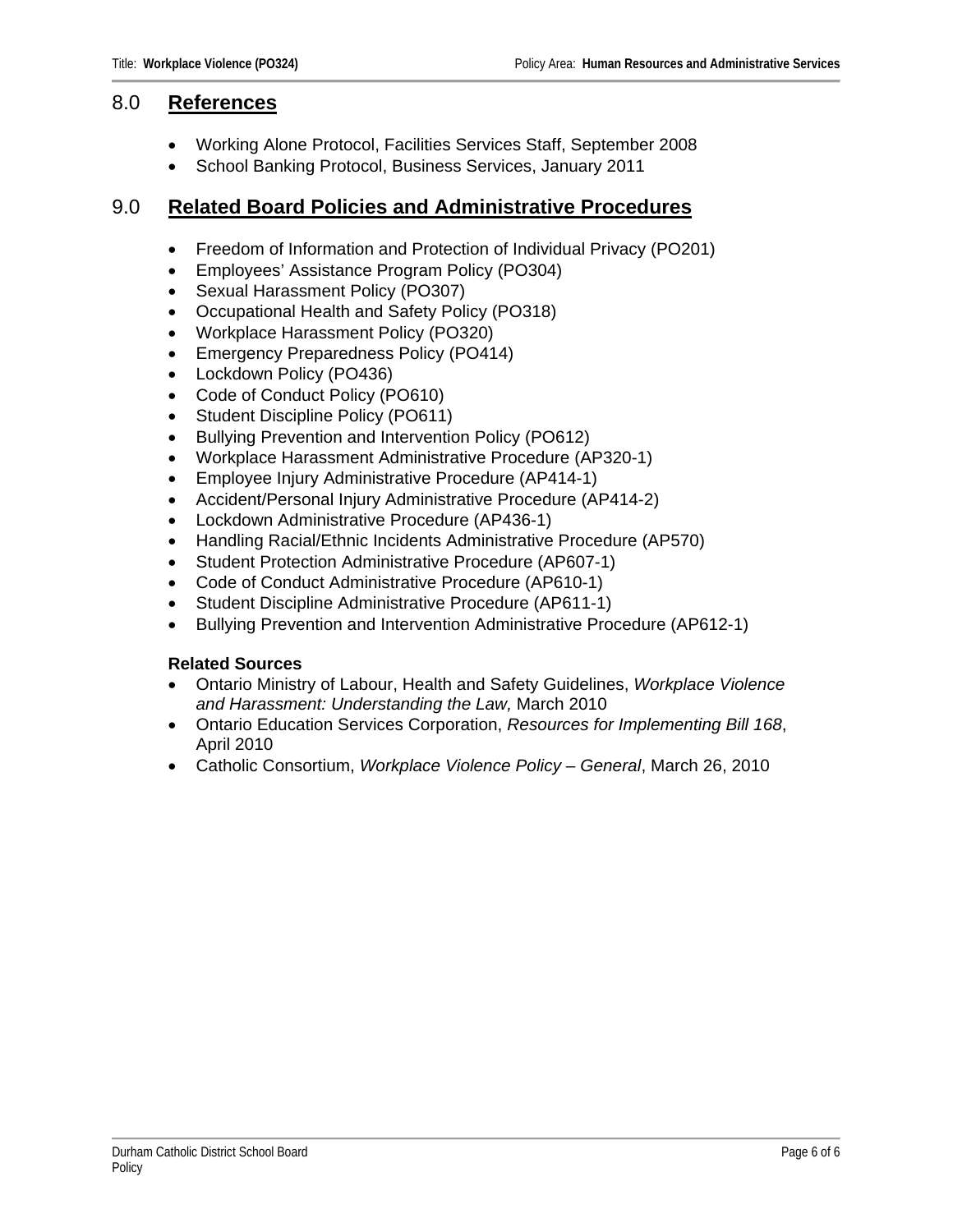## 8.0 References

- Working Alone Protocol, Facilities Services Staff, September 2008
- School Banking Protocol, Business Services, January 2011

## 9.0 Related Board Policies and Administrative Procedures

- Freedom of Information and Protection of Individual Privacy (PO201)
- Employees' Assistance Program Policy (PO304)
- Sexual Harassment Policy (PO307)
- Occupational Health and Safety Policy (PO318)
- Workplace Harassment Policy (PO320)
- Emergency Preparedness Policy (PO414)
- Lockdown Policy (PO436)
- Code of Conduct Policy (PO610)
- Student Discipline Policy (PO611)
- Bullying Prevention and Intervention Policy (PO612)
- Workplace Harassment Administrative Procedure (AP320-1)
- Employee Injury Administrative Procedure (AP414-1)
- Accident/Personal Injury Administrative Procedure (AP414-2)
- Lockdown Administrative Procedure (AP436-1)
- Handling Racial/Ethnic Incidents Administrative Procedure (AP570)
- Student Protection Administrative Procedure (AP607-1)
- Code of Conduct Administrative Procedure (AP610-1)
- Student Discipline Administrative Procedure (AP611-1)
- Bullying Prevention and Intervention Administrative Procedure (AP612-1)

**Related Sources**

- Ontario Ministry of Labour, Health and Safety Guidelines, *Workplace Violence and Harassment: Understanding the Law,* March 2010
- Ontario Education Services Corporation, *Resources for Implementing Bill 168*, April 2010
- Catholic Consortium, *Workplace Violence Policy – General*, March 26, 2010